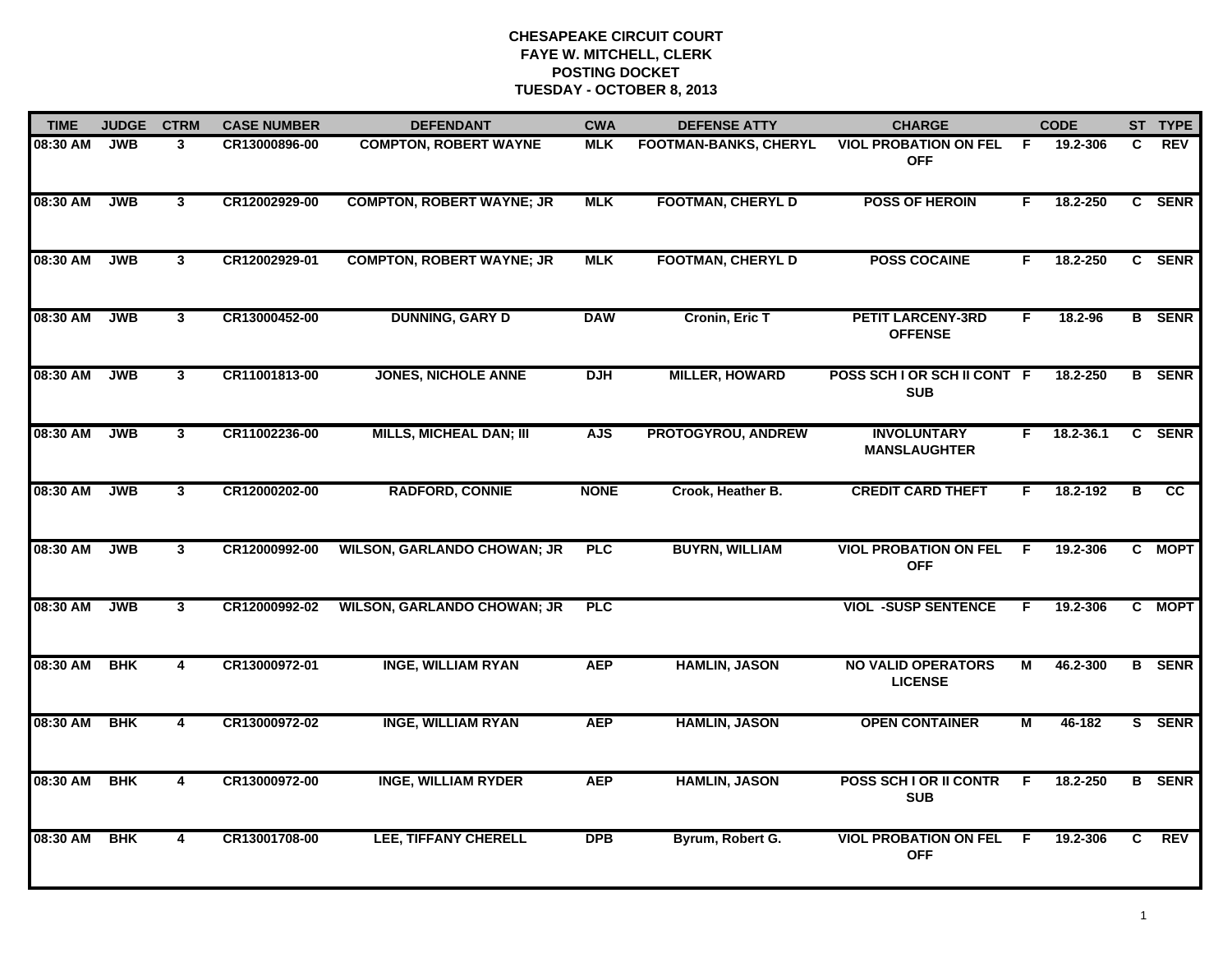**CHESAPEAKE CIRCUIT COURT**
**FAYE W. MITCHELL, CLERK**
**POSTING DOCKET**
**TUESDAY - OCTOBER 8, 2013**

| TIME | JUDGE | CTRM | CASE NUMBER | DEFENDANT | CWA | DEFENSE ATTY | CHARGE | | CODE | ST | TYPE |
|---|---|---|---|---|---|---|---|---|---|---|---|
| 08:30 AM | JWB | 3 | CR13000896-00 | COMPTON, ROBERT WAYNE | MLK | FOOTMAN-BANKS, CHERYL | VIOL PROBATION ON FEL OFF | F | 19.2-306 | C | REV |
| 08:30 AM | JWB | 3 | CR12002929-00 | COMPTON, ROBERT WAYNE; JR | MLK | FOOTMAN, CHERYL D | POSS OF HEROIN | F | 18.2-250 | C | SENR |
| 08:30 AM | JWB | 3 | CR12002929-01 | COMPTON, ROBERT WAYNE; JR | MLK | FOOTMAN, CHERYL D | POSS COCAINE | F | 18.2-250 | C | SENR |
| 08:30 AM | JWB | 3 | CR13000452-00 | DUNNING, GARY D | DAW | Cronin, Eric T | PETIT LARCENY-3RD OFFENSE | F | 18.2-96 | B | SENR |
| 08:30 AM | JWB | 3 | CR11001813-00 | JONES, NICHOLE ANNE | DJH | MILLER, HOWARD | POSS SCH I OR SCH II CONT SUB | F | 18.2-250 | B | SENR |
| 08:30 AM | JWB | 3 | CR11002236-00 | MILLS, MICHEAL DAN; III | AJS | PROTOGYROU, ANDREW | INVOLUNTARY MANSLAUGHTER | F | 18.2-36.1 | C | SENR |
| 08:30 AM | JWB | 3 | CR12000202-00 | RADFORD, CONNIE | NONE | Crook, Heather B. | CREDIT CARD THEFT | F | 18.2-192 | B | CC |
| 08:30 AM | JWB | 3 | CR12000992-00 | WILSON, GARLANDO CHOWAN; JR | PLC | BUYRN, WILLIAM | VIOL PROBATION ON FEL OFF | F | 19.2-306 | C | MOPT |
| 08:30 AM | JWB | 3 | CR12000992-02 | WILSON, GARLANDO CHOWAN; JR | PLC | | VIOL -SUSP SENTENCE | F | 19.2-306 | C | MOPT |
| 08:30 AM | BHK | 4 | CR13000972-01 | INGE, WILLIAM RYAN | AEP | HAMLIN, JASON | NO VALID OPERATORS LICENSE | M | 46.2-300 | B | SENR |
| 08:30 AM | BHK | 4 | CR13000972-02 | INGE, WILLIAM RYAN | AEP | HAMLIN, JASON | OPEN CONTAINER | M | 46-182 | S | SENR |
| 08:30 AM | BHK | 4 | CR13000972-00 | INGE, WILLIAM RYDER | AEP | HAMLIN, JASON | POSS SCH I OR II CONTR SUB | F | 18.2-250 | B | SENR |
| 08:30 AM | BHK | 4 | CR13001708-00 | LEE, TIFFANY CHERELL | DPB | Byrum, Robert G. | VIOL PROBATION ON FEL OFF | F | 19.2-306 | C | REV |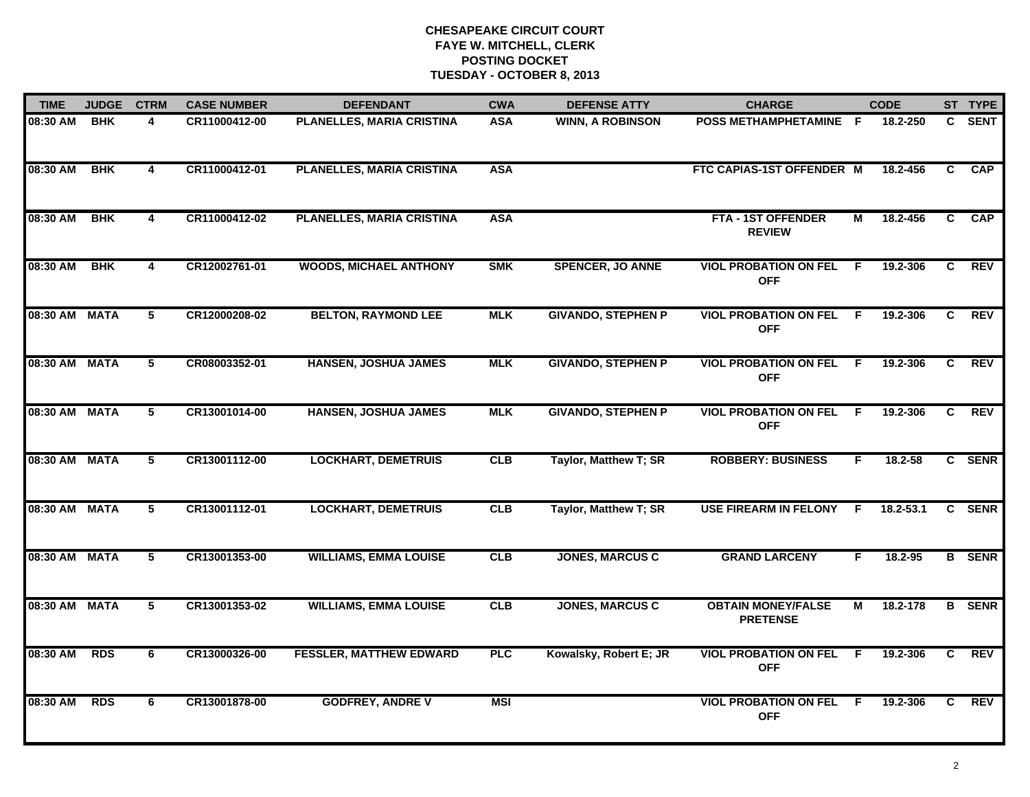# CHESAPEAKE CIRCUIT COURT
## FAYE W. MITCHELL, CLERK
## POSTING DOCKET
## TUESDAY - OCTOBER 8, 2013

| TIME | JUDGE | CTRM | CASE NUMBER | DEFENDANT | CWA | DEFENSE ATTY | CHARGE | | CODE | ST | TYPE |
|---|---|---|---|---|---|---|---|---|---|---|---|
| 08:30 AM | BHK | 4 | CR11000412-00 | PLANELLES, MARIA CRISTINA | ASA | WINN, A ROBINSON | POSS METHAMPHETAMINE | F | 18.2-250 | C | SENT |
| 08:30 AM | BHK | 4 | CR11000412-01 | PLANELLES, MARIA CRISTINA | ASA | | FTC CAPIAS-1ST OFFENDER | M | 18.2-456 | C | CAP |
| 08:30 AM | BHK | 4 | CR11000412-02 | PLANELLES, MARIA CRISTINA | ASA | | FTA - 1ST OFFENDER REVIEW | M | 18.2-456 | C | CAP |
| 08:30 AM | BHK | 4 | CR12002761-01 | WOODS, MICHAEL ANTHONY | SMK | SPENCER, JO ANNE | VIOL PROBATION ON FEL OFF | F | 19.2-306 | C | REV |
| 08:30 AM | MATA | 5 | CR12000208-02 | BELTON, RAYMOND LEE | MLK | GIVANDO, STEPHEN P | VIOL PROBATION ON FEL OFF | F | 19.2-306 | C | REV |
| 08:30 AM | MATA | 5 | CR08003352-01 | HANSEN, JOSHUA JAMES | MLK | GIVANDO, STEPHEN P | VIOL PROBATION ON FEL OFF | F | 19.2-306 | C | REV |
| 08:30 AM | MATA | 5 | CR13001014-00 | HANSEN, JOSHUA JAMES | MLK | GIVANDO, STEPHEN P | VIOL PROBATION ON FEL OFF | F | 19.2-306 | C | REV |
| 08:30 AM | MATA | 5 | CR13001112-00 | LOCKHART, DEMETRUIS | CLB | Taylor, Matthew T; SR | ROBBERY: BUSINESS | F | 18.2-58 | C | SENR |
| 08:30 AM | MATA | 5 | CR13001112-01 | LOCKHART, DEMETRUIS | CLB | Taylor, Matthew T; SR | USE FIREARM IN FELONY | F | 18.2-53.1 | C | SENR |
| 08:30 AM | MATA | 5 | CR13001353-00 | WILLIAMS, EMMA LOUISE | CLB | JONES, MARCUS C | GRAND LARCENY | F | 18.2-95 | B | SENR |
| 08:30 AM | MATA | 5 | CR13001353-02 | WILLIAMS, EMMA LOUISE | CLB | JONES, MARCUS C | OBTAIN MONEY/FALSE PRETENSE | M | 18.2-178 | B | SENR |
| 08:30 AM | RDS | 6 | CR13000326-00 | FESSLER, MATTHEW EDWARD | PLC | Kowalsky, Robert E; JR | VIOL PROBATION ON FEL OFF | F | 19.2-306 | C | REV |
| 08:30 AM | RDS | 6 | CR13001878-00 | GODFREY, ANDRE V | MSI | | VIOL PROBATION ON FEL OFF | F | 19.2-306 | C | REV |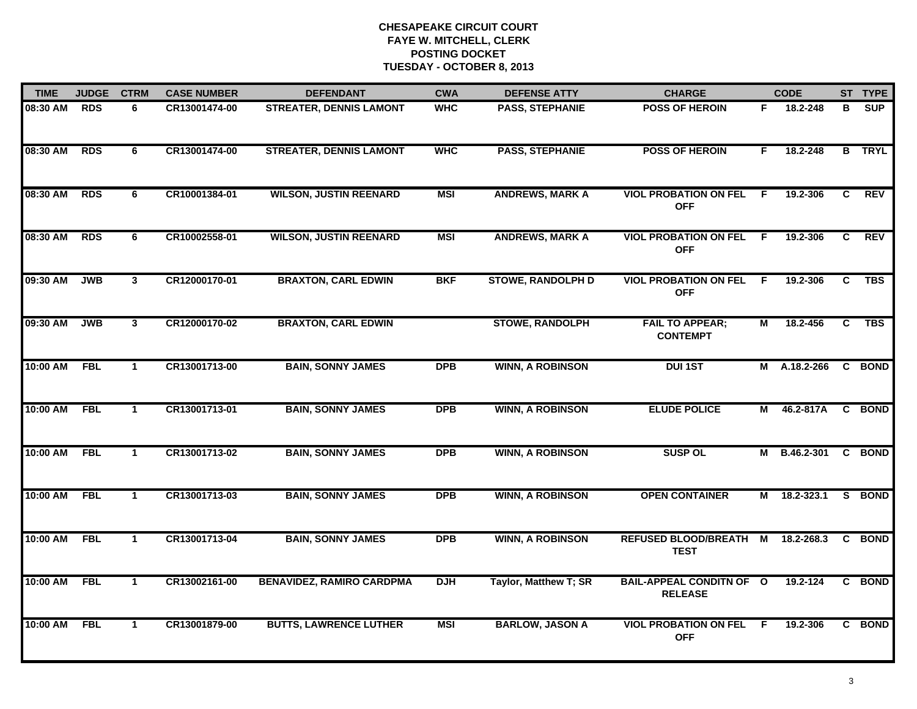**CHESAPEAKE CIRCUIT COURT**
**FAYE W. MITCHELL, CLERK**
**POSTING DOCKET**
**TUESDAY - OCTOBER 8, 2013**

| TIME | JUDGE | CTRM | CASE NUMBER | DEFENDANT | CWA | DEFENSE ATTY | CHARGE | | CODE | ST | TYPE |
|---|---|---|---|---|---|---|---|---|---|---|---|
| 08:30 AM | RDS | 6 | CR13001474-00 | STREATER, DENNIS LAMONT | WHC | PASS, STEPHANIE | POSS OF HEROIN | F | 18.2-248 | B | SUP |
| 08:30 AM | RDS | 6 | CR13001474-00 | STREATER, DENNIS LAMONT | WHC | PASS, STEPHANIE | POSS OF HEROIN | F | 18.2-248 | B | TRYL |
| 08:30 AM | RDS | 6 | CR10001384-01 | WILSON, JUSTIN REENARD | MSI | ANDREWS, MARK A | VIOL PROBATION ON FEL OFF | F | 19.2-306 | C | REV |
| 08:30 AM | RDS | 6 | CR10002558-01 | WILSON, JUSTIN REENARD | MSI | ANDREWS, MARK A | VIOL PROBATION ON FEL OFF | F | 19.2-306 | C | REV |
| 09:30 AM | JWB | 3 | CR12000170-01 | BRAXTON, CARL EDWIN | BKF | STOWE, RANDOLPH D | VIOL PROBATION ON FEL OFF | F | 19.2-306 | C | TBS |
| 09:30 AM | JWB | 3 | CR12000170-02 | BRAXTON, CARL EDWIN | | STOWE, RANDOLPH | FAIL TO APPEAR; CONTEMPT | M | 18.2-456 | C | TBS |
| 10:00 AM | FBL | 1 | CR13001713-00 | BAIN, SONNY JAMES | DPB | WINN, A ROBINSON | DUI 1ST | M | A.18.2-266 | C | BOND |
| 10:00 AM | FBL | 1 | CR13001713-01 | BAIN, SONNY JAMES | DPB | WINN, A ROBINSON | ELUDE POLICE | M | 46.2-817A | C | BOND |
| 10:00 AM | FBL | 1 | CR13001713-02 | BAIN, SONNY JAMES | DPB | WINN, A ROBINSON | SUSP OL | M | B.46.2-301 | C | BOND |
| 10:00 AM | FBL | 1 | CR13001713-03 | BAIN, SONNY JAMES | DPB | WINN, A ROBINSON | OPEN CONTAINER | M | 18.2-323.1 | S | BOND |
| 10:00 AM | FBL | 1 | CR13001713-04 | BAIN, SONNY JAMES | DPB | WINN, A ROBINSON | REFUSED BLOOD/BREATH TEST | M | 18.2-268.3 | C | BOND |
| 10:00 AM | FBL | 1 | CR13002161-00 | BENAVIDEZ, RAMIRO CARDPMA | DJH | Taylor, Matthew T; SR | BAIL-APPEAL CONDITN OF RELEASE | O | 19.2-124 | C | BOND |
| 10:00 AM | FBL | 1 | CR13001879-00 | BUTTS, LAWRENCE LUTHER | MSI | BARLOW, JASON A | VIOL PROBATION ON FEL OFF | F | 19.2-306 | C | BOND |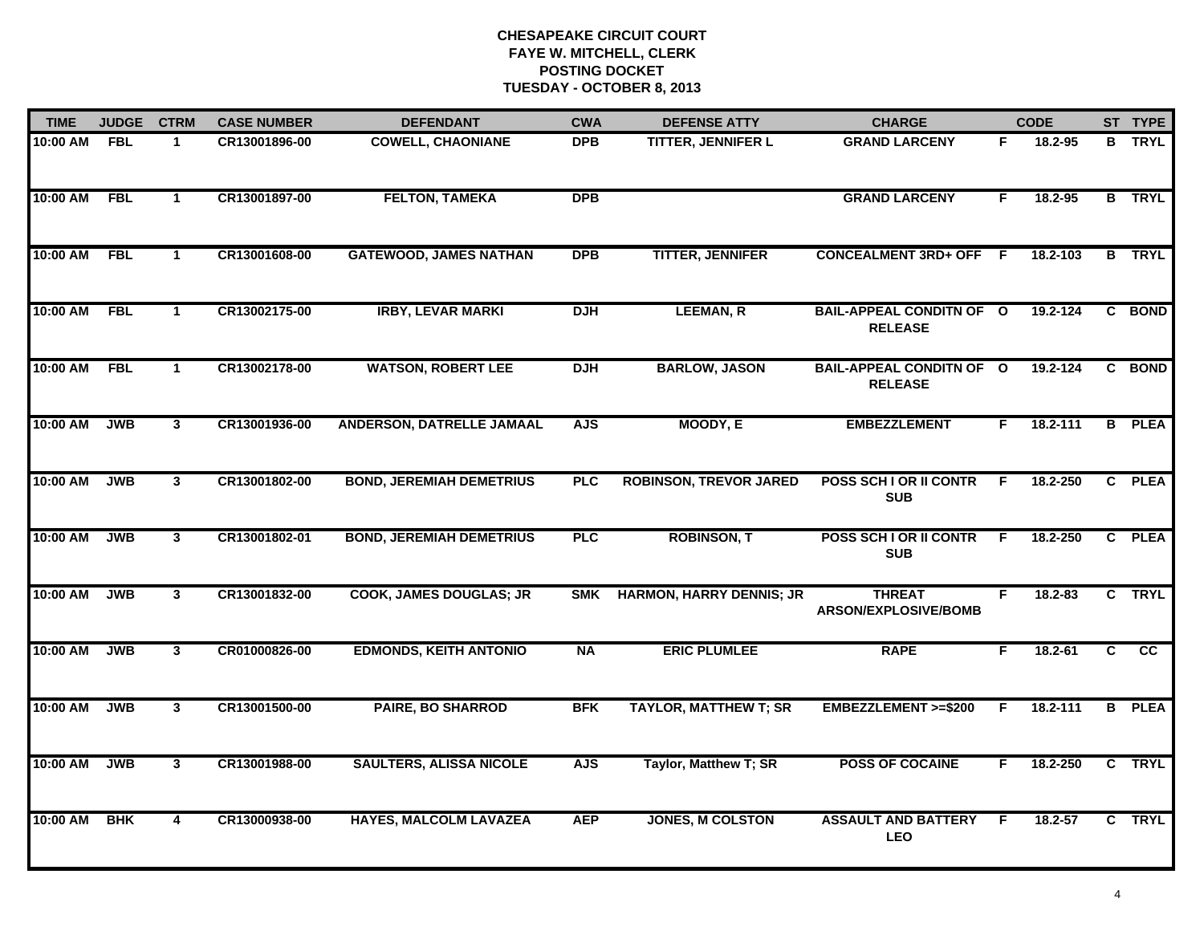# CHESAPEAKE CIRCUIT COURT
## FAYE W. MITCHELL, CLERK
## POSTING DOCKET
## TUESDAY - OCTOBER 8, 2013

| TIME | JUDGE | CTRM | CASE NUMBER | DEFENDANT | CWA | DEFENSE ATTY | CHARGE | | CODE | ST | TYPE |
|---|---|---|---|---|---|---|---|---|---|---|---|
| 10:00 AM | FBL | 1 | CR13001896-00 | COWELL, CHAONIANE | DPB | TITTER, JENNIFER L | GRAND LARCENY | F | 18.2-95 | B | TRYL |
| 10:00 AM | FBL | 1 | CR13001897-00 | FELTON, TAMEKA | DPB | | GRAND LARCENY | F | 18.2-95 | B | TRYL |
| 10:00 AM | FBL | 1 | CR13001608-00 | GATEWOOD, JAMES NATHAN | DPB | TITTER, JENNIFER | CONCEALMENT 3RD+ OFF | F | 18.2-103 | B | TRYL |
| 10:00 AM | FBL | 1 | CR13002175-00 | IRBY, LEVAR MARKI | DJH | LEEMAN, R | BAIL-APPEAL CONDITN OF RELEASE | O | 19.2-124 | C | BOND |
| 10:00 AM | FBL | 1 | CR13002178-00 | WATSON, ROBERT LEE | DJH | BARLOW, JASON | BAIL-APPEAL CONDITN OF RELEASE | O | 19.2-124 | C | BOND |
| 10:00 AM | JWB | 3 | CR13001936-00 | ANDERSON, DATRELLE JAMAAL | AJS | MOODY, E | EMBEZZLEMENT | F | 18.2-111 | B | PLEA |
| 10:00 AM | JWB | 3 | CR13001802-00 | BOND, JEREMIAH DEMETRIUS | PLC | ROBINSON, TREVOR JARED | POSS SCH I OR II CONTR SUB | F | 18.2-250 | C | PLEA |
| 10:00 AM | JWB | 3 | CR13001802-01 | BOND, JEREMIAH DEMETRIUS | PLC | ROBINSON, T | POSS SCH I OR II CONTR SUB | F | 18.2-250 | C | PLEA |
| 10:00 AM | JWB | 3 | CR13001832-00 | COOK, JAMES DOUGLAS; JR | SMK | HARMON, HARRY DENNIS; JR | THREAT ARSON/EXPLOSIVE/BOMB | F | 18.2-83 | C | TRYL |
| 10:00 AM | JWB | 3 | CR01000826-00 | EDMONDS, KEITH ANTONIO | NA | ERIC PLUMLEE | RAPE | F | 18.2-61 | C | CC |
| 10:00 AM | JWB | 3 | CR13001500-00 | PAIRE, BO SHARROD | BFK | TAYLOR, MATTHEW T; SR | EMBEZZLEMENT >=$200 | F | 18.2-111 | B | PLEA |
| 10:00 AM | JWB | 3 | CR13001988-00 | SAULTERS, ALISSA NICOLE | AJS | Taylor, Matthew T; SR | POSS OF COCAINE | F | 18.2-250 | C | TRYL |
| 10:00 AM | BHK | 4 | CR13000938-00 | HAYES, MALCOLM LAVAZEA | AEP | JONES, M COLSTON | ASSAULT AND BATTERY LEO | F | 18.2-57 | C | TRYL |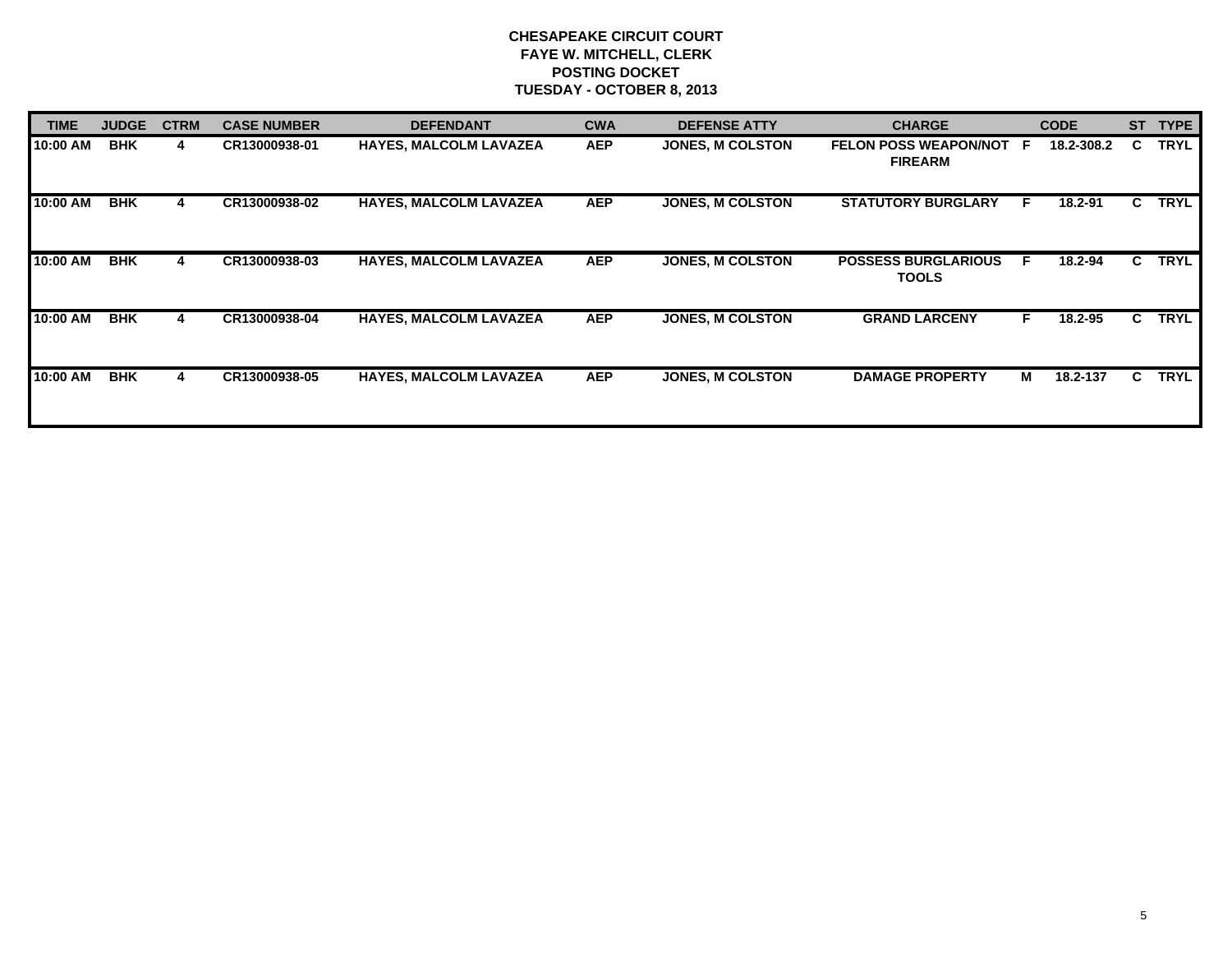**CHESAPEAKE CIRCUIT COURT**
**FAYE W. MITCHELL, CLERK**
**POSTING DOCKET**
**TUESDAY - OCTOBER 8, 2013**

| TIME | JUDGE | CTRM | CASE NUMBER | DEFENDANT | CWA | DEFENSE ATTY | CHARGE | | CODE | ST | TYPE |
|---|---|---|---|---|---|---|---|---|---|---|---|
| 10:00 AM | BHK | 4 | CR13000938-01 | HAYES, MALCOLM LAVAZEA | AEP | JONES, M COLSTON | FELON POSS WEAPON/NOT FIREARM | F | 18.2-308.2 | C | TRYL |
| 10:00 AM | BHK | 4 | CR13000938-02 | HAYES, MALCOLM LAVAZEA | AEP | JONES, M COLSTON | STATUTORY BURGLARY | F | 18.2-91 | C | TRYL |
| 10:00 AM | BHK | 4 | CR13000938-03 | HAYES, MALCOLM LAVAZEA | AEP | JONES, M COLSTON | POSSESS BURGLARIOUS TOOLS | F | 18.2-94 | C | TRYL |
| 10:00 AM | BHK | 4 | CR13000938-04 | HAYES, MALCOLM LAVAZEA | AEP | JONES, M COLSTON | GRAND LARCENY | F | 18.2-95 | C | TRYL |
| 10:00 AM | BHK | 4 | CR13000938-05 | HAYES, MALCOLM LAVAZEA | AEP | JONES, M COLSTON | DAMAGE PROPERTY | M | 18.2-137 | C | TRYL |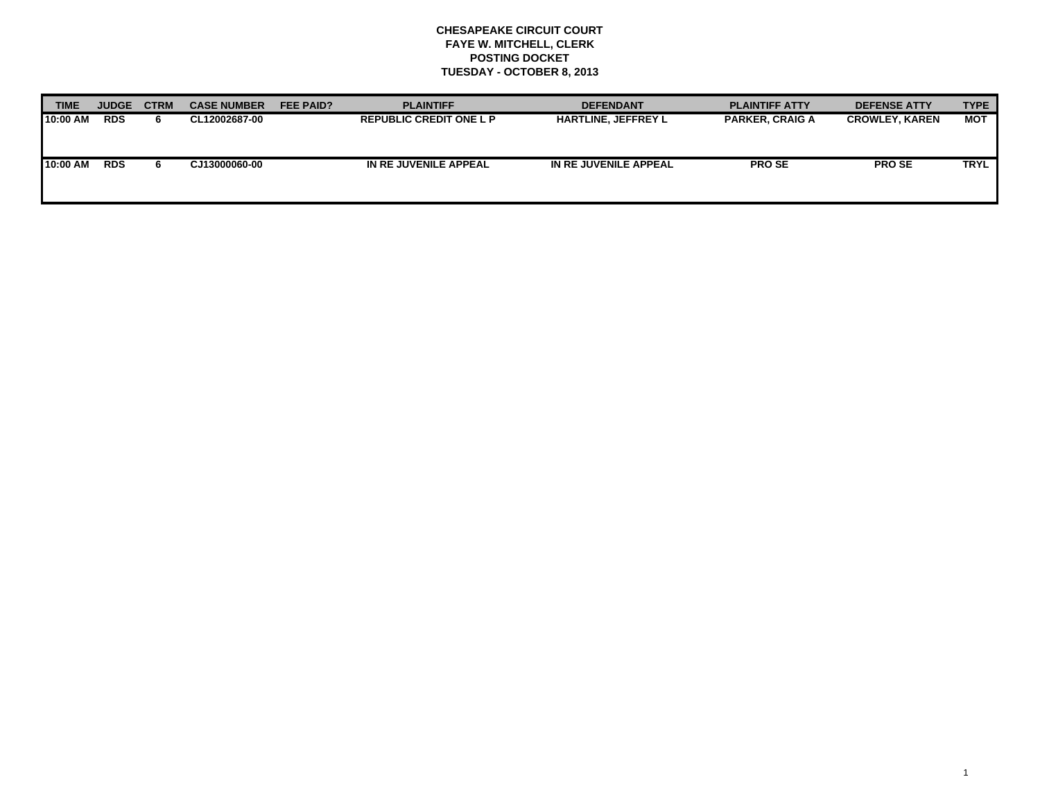**CHESAPEAKE CIRCUIT COURT**
**FAYE W. MITCHELL, CLERK**
**POSTING DOCKET**
**TUESDAY - OCTOBER 8, 2013**

| TIME | JUDGE | CTRM | CASE NUMBER | FEE PAID? | PLAINTIFF | DEFENDANT | PLAINTIFF ATTY | DEFENSE ATTY | TYPE |
|---|---|---|---|---|---|---|---|---|---|
| 10:00 AM | RDS | 6 | CL12002687-00 | | REPUBLIC CREDIT ONE L P | HARTLINE, JEFFREY L | PARKER, CRAIG A | CROWLEY, KAREN | MOT |
| 10:00 AM | RDS | 6 | CJ13000060-00 | | IN RE JUVENILE APPEAL | IN RE JUVENILE APPEAL | PRO SE | PRO SE | TRYL |